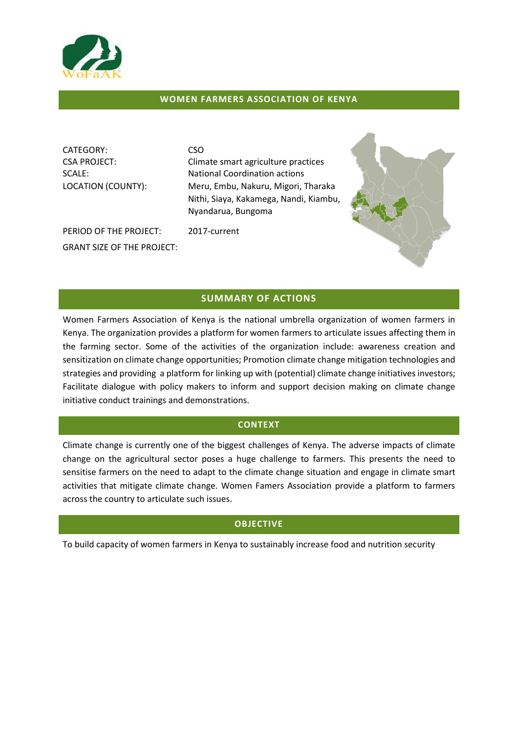# WOMEN FARMERS ASSOCIATION OF KENYA

| | |
|---|---|
| CATEGORY: | CSO |
| CSA PROJECT: | Climate smart agriculture practices |
| SCALE: | National Coordination actions |
| LOCATION (COUNTY): | Meru, Embu, Nakuru, Migori, Tharaka Nithi, Siaya, Kakamega, Nandi, Kiambu, Nyandarua, Bungoma |
| PERIOD OF THE PROJECT: | 2017-current |
| GRANT SIZE OF THE PROJECT: | |

## SUMMARY OF ACTIONS

Women Farmers Association of Kenya is the national umbrella organization of women farmers in Kenya. The organization provides a platform for women farmers to articulate issues affecting them in the farming sector. Some of the activities of the organization include: awareness creation and sensitization on climate change opportunities; Promotion climate change mitigation technologies and strategies and providing a platform for linking up with (potential) climate change initiatives investors; Facilitate dialogue with policy makers to inform and support decision making on climate change initiative conduct trainings and demonstrations.

## CONTEXT

Climate change is currently one of the biggest challenges of Kenya. The adverse impacts of climate change on the agricultural sector poses a huge challenge to farmers. This presents the need to sensitise farmers on the need to adapt to the climate change situation and engage in climate smart activities that mitigate climate change. Women Famers Association provide a platform to farmers across the country to articulate such issues.

## OBJECTIVE

To build capacity of women farmers in Kenya to sustainably increase food and nutrition security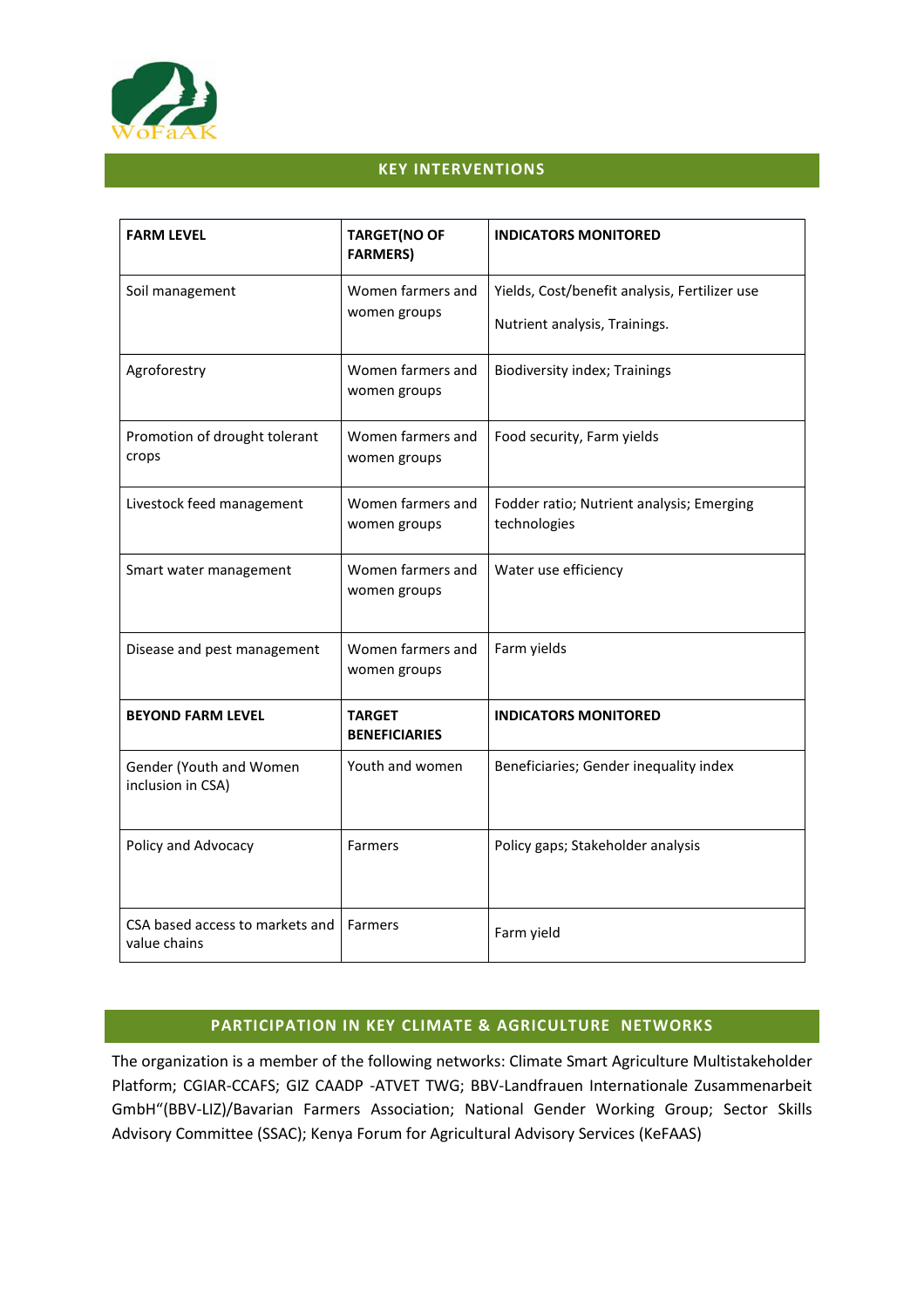## KEY INTERVENTIONS

| FARM LEVEL | TARGET(NO OF FARMERS) | INDICATORS MONITORED |
|---|---|---|
| Soil management | Women farmers and women groups | Yields, Cost/benefit analysis, Fertilizer use<br>Nutrient analysis, Trainings. |
| Agroforestry | Women farmers and women groups | Biodiversity index; Trainings |
| Promotion of drought tolerant crops | Women farmers and women groups | Food security, Farm yields |
| Livestock feed management | Women farmers and women groups | Fodder ratio; Nutrient analysis; Emerging technologies |
| Smart water management | Women farmers and women groups | Water use efficiency |
| Disease and pest management | Women farmers and women groups | Farm yields |
| **BEYOND FARM LEVEL** | **TARGET BENEFICIARIES** | **INDICATORS MONITORED** |
| Gender (Youth and Women inclusion in CSA) | Youth and women | Beneficiaries; Gender inequality index |
| Policy and Advocacy | Farmers | Policy gaps; Stakeholder analysis |
| CSA based access to markets and value chains | Farmers | Farm yield |

## PARTICIPATION IN KEY CLIMATE & AGRICULTURE NETWORKS

The organization is a member of the following networks: Climate Smart Agriculture Multistakeholder Platform; CGIAR-CCAFS; GIZ CAADP -ATVET TWG; BBV-Landfrauen Internationale Zusammenarbeit GmbH"(BBV-LIZ)/Bavarian Farmers Association; National Gender Working Group; Sector Skills Advisory Committee (SSAC); Kenya Forum for Agricultural Advisory Services (KeFAAS)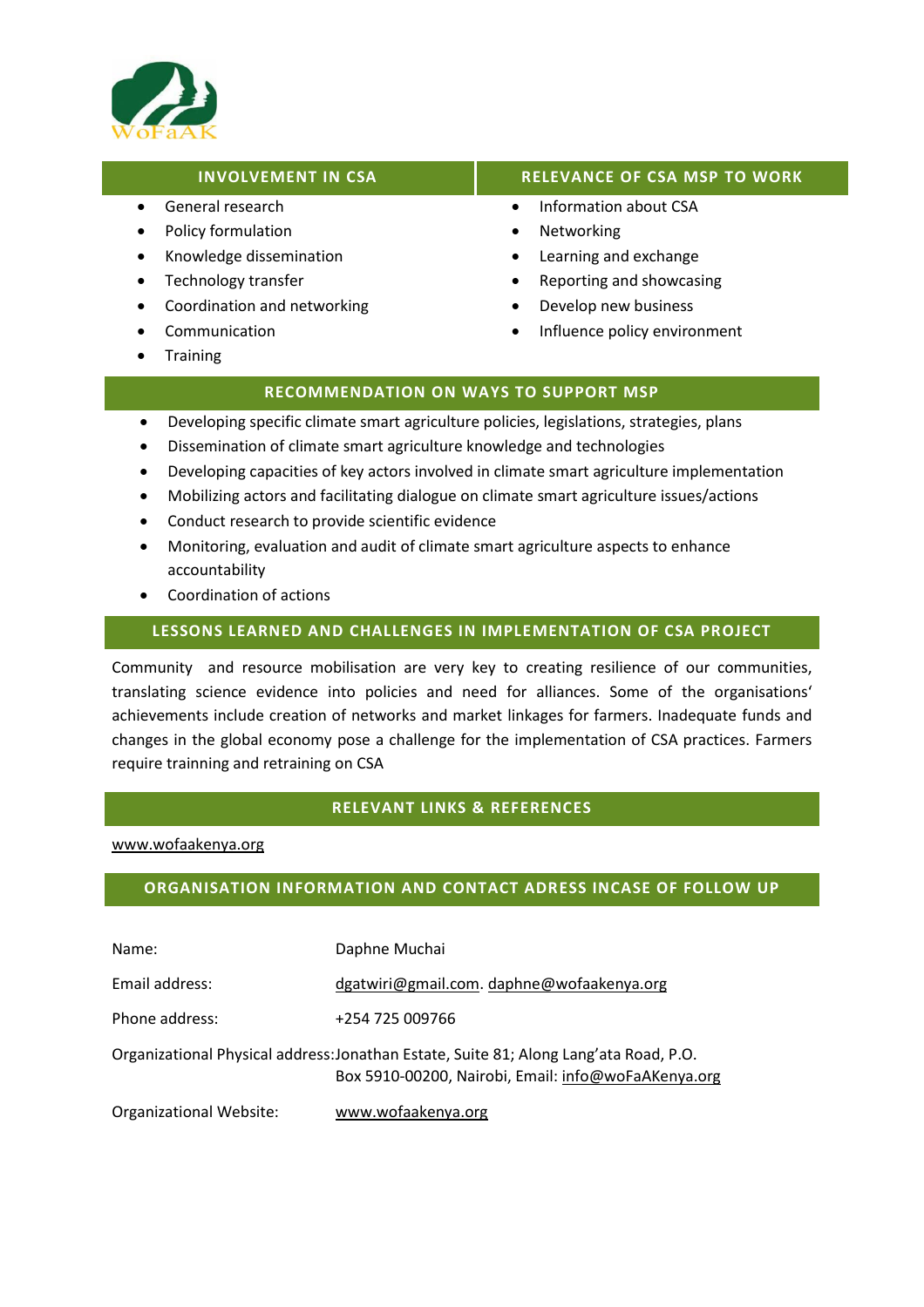WoFaAK

## INVOLVEMENT IN CSA

- General research
- Policy formulation
- Knowledge dissemination
- Technology transfer
- Coordination and networking
- Communication
- Training

## RELEVANCE OF CSA MSP TO WORK

- Information about CSA
- Networking
- Learning and exchange
- Reporting and showcasing
- Develop new business
- Influence policy environment

## RECOMMENDATION ON WAYS TO SUPPORT MSP

- Developing specific climate smart agriculture policies, legislations, strategies, plans
- Dissemination of climate smart agriculture knowledge and technologies
- Developing capacities of key actors involved in climate smart agriculture implementation
- Mobilizing actors and facilitating dialogue on climate smart agriculture issues/actions
- Conduct research to provide scientific evidence
- Monitoring, evaluation and audit of climate smart agriculture aspects to enhance accountability
- Coordination of actions

## LESSONS LEARNED AND CHALLENGES IN IMPLEMENTATION OF CSA PROJECT

Community and resource mobilisation are very key to creating resilience of our communities, translating science evidence into policies and need for alliances. Some of the organisations' achievements include creation of networks and market linkages for farmers. Inadequate funds and changes in the global economy pose a challenge for the implementation of CSA practices. Farmers require trainning and retraining on CSA

## RELEVANT LINKS & REFERENCES

www.wofaakenya.org

## ORGANISATION INFORMATION AND CONTACT ADRESS INCASE OF FOLLOW UP

| | |
|---|---|
| Name: | Daphne Muchai |
| Email address: | dgatwiri@gmail.com. daphne@wofaakenya.org |
| Phone address: | +254 725 009766 |
| Organizational Physical address: | Jonathan Estate, Suite 81; Along Lang'ata Road, P.O. Box 5910-00200, Nairobi, Email: info@woFaAKenya.org |
| Organizational Website: | www.wofaakenya.org |